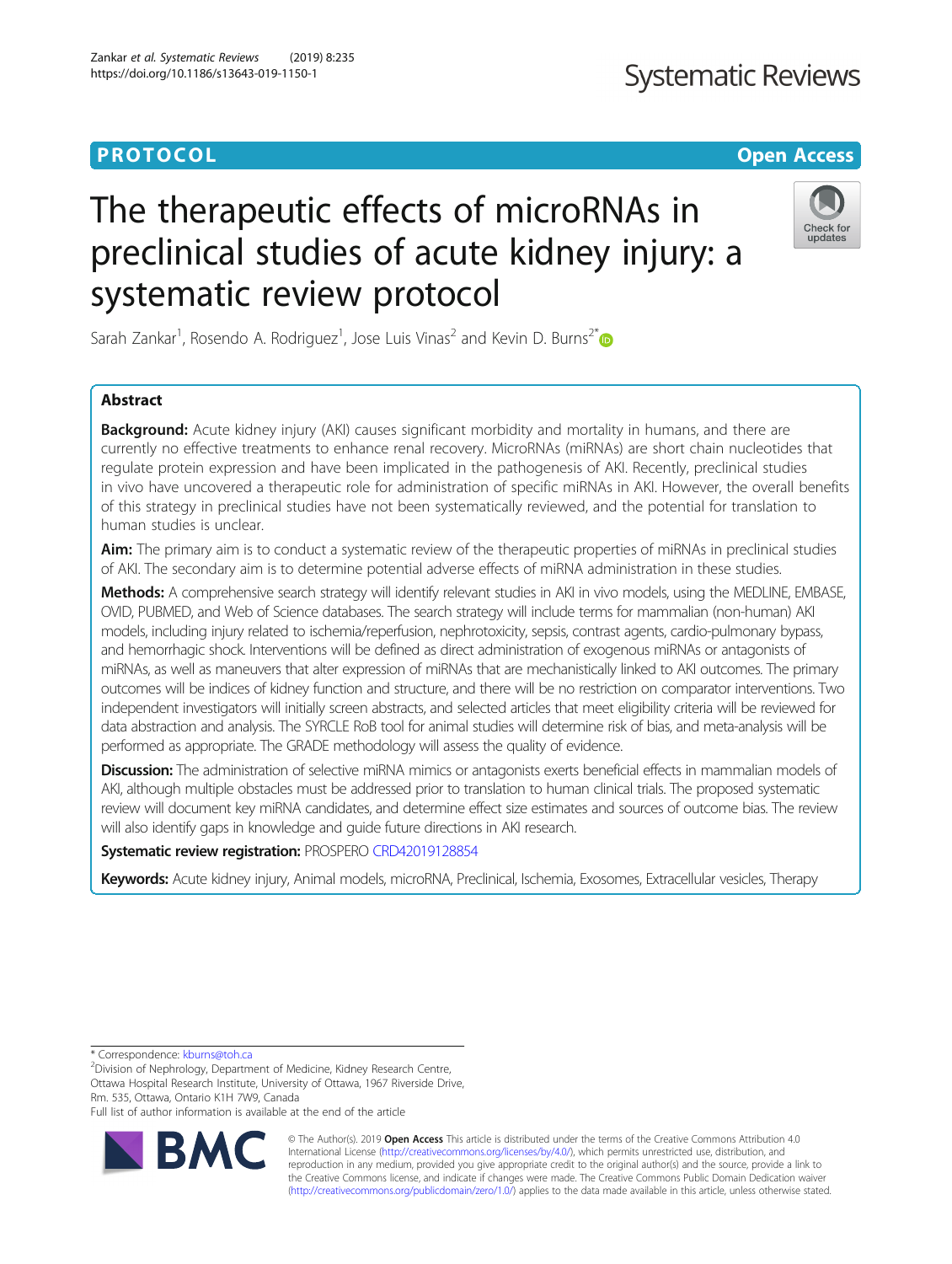PROTOCOL

Open Access

# The therapeutic effects of microRNAs in preclinical studies of acute kidney injury: a systematic review protocol

Sarah Zankar[1], Rosendo A. Rodriguez[1], Jose Luis Vinas[2] and Kevin D. Burns[2*]

## Abstract

**Background:** Acute kidney injury (AKI) causes significant morbidity and mortality in humans, and there are currently no effective treatments to enhance renal recovery. MicroRNAs (miRNAs) are short chain nucleotides that regulate protein expression and have been implicated in the pathogenesis of AKI. Recently, preclinical studies in vivo have uncovered a therapeutic role for administration of specific miRNAs in AKI. However, the overall benefits of this strategy in preclinical studies have not been systematically reviewed, and the potential for translation to human studies is unclear.

**Aim:** The primary aim is to conduct a systematic review of the therapeutic properties of miRNAs in preclinical studies of AKI. The secondary aim is to determine potential adverse effects of miRNA administration in these studies.

**Methods:** A comprehensive search strategy will identify relevant studies in AKI in vivo models, using the MEDLINE, EMBASE, OVID, PUBMED, and Web of Science databases. The search strategy will include terms for mammalian (non-human) AKI models, including injury related to ischemia/reperfusion, nephrotoxicity, sepsis, contrast agents, cardio-pulmonary bypass, and hemorrhagic shock. Interventions will be defined as direct administration of exogenous miRNAs or antagonists of miRNAs, as well as maneuvers that alter expression of miRNAs that are mechanistically linked to AKI outcomes. The primary outcomes will be indices of kidney function and structure, and there will be no restriction on comparator interventions. Two independent investigators will initially screen abstracts, and selected articles that meet eligibility criteria will be reviewed for data abstraction and analysis. The SYRCLE RoB tool for animal studies will determine risk of bias, and meta-analysis will be performed as appropriate. The GRADE methodology will assess the quality of evidence.

**Discussion:** The administration of selective miRNA mimics or antagonists exerts beneficial effects in mammalian models of AKI, although multiple obstacles must be addressed prior to translation to human clinical trials. The proposed systematic review will document key miRNA candidates, and determine effect size estimates and sources of outcome bias. The review will also identify gaps in knowledge and guide future directions in AKI research.

**Systematic review registration:** PROSPERO CRD42019128854

**Keywords:** Acute kidney injury, Animal models, microRNA, Preclinical, Ischemia, Exosomes, Extracellular vesicles, Therapy

---

\* Correspondence: kburns@toh.ca

[2]Division of Nephrology, Department of Medicine, Kidney Research Centre, Ottawa Hospital Research Institute, University of Ottawa, 1967 Riverside Drive, Rm. 535, Ottawa, Ontario K1H 7W9, Canada

Full list of author information is available at the end of the article

© The Author(s). 2019 **Open Access** This article is distributed under the terms of the Creative Commons Attribution 4.0 International License (http://creativecommons.org/licenses/by/4.0/), which permits unrestricted use, distribution, and reproduction in any medium, provided you give appropriate credit to the original author(s) and the source, provide a link to the Creative Commons license, and indicate if changes were made. The Creative Commons Public Domain Dedication waiver (http://creativecommons.org/publicdomain/zero/1.0/) applies to the data made available in this article, unless otherwise stated.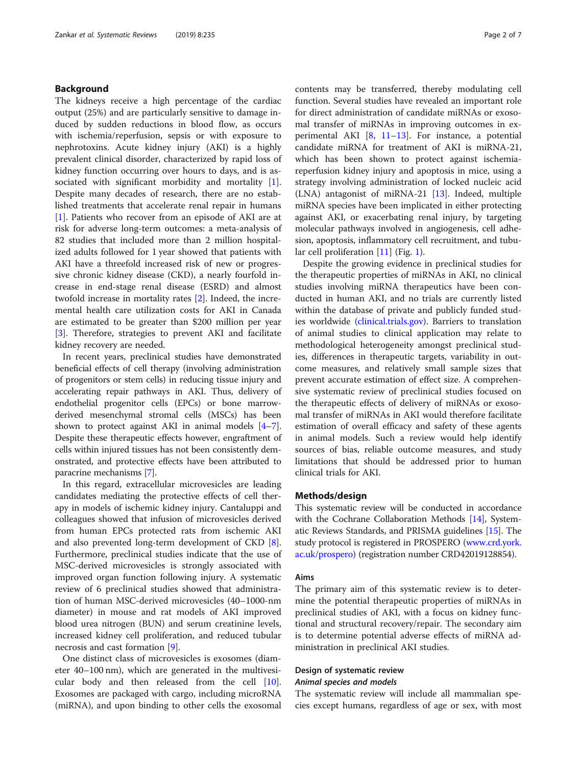## Background

The kidneys receive a high percentage of the cardiac output (25%) and are particularly sensitive to damage induced by sudden reductions in blood flow, as occurs with ischemia/reperfusion, sepsis or with exposure to nephrotoxins. Acute kidney injury (AKI) is a highly prevalent clinical disorder, characterized by rapid loss of kidney function occurring over hours to days, and is associated with significant morbidity and mortality [1]. Despite many decades of research, there are no established treatments that accelerate renal repair in humans [1]. Patients who recover from an episode of AKI are at risk for adverse long-term outcomes: a meta-analysis of 82 studies that included more than 2 million hospitalized adults followed for 1 year showed that patients with AKI have a threefold increased risk of new or progressive chronic kidney disease (CKD), a nearly fourfold increase in end-stage renal disease (ESRD) and almost twofold increase in mortality rates [2]. Indeed, the incremental health care utilization costs for AKI in Canada are estimated to be greater than $200 million per year [3]. Therefore, strategies to prevent AKI and facilitate kidney recovery are needed.

In recent years, preclinical studies have demonstrated beneficial effects of cell therapy (involving administration of progenitors or stem cells) in reducing tissue injury and accelerating repair pathways in AKI. Thus, delivery of endothelial progenitor cells (EPCs) or bone marrow-derived mesenchymal stromal cells (MSCs) has been shown to protect against AKI in animal models [4–7]. Despite these therapeutic effects however, engraftment of cells within injured tissues has not been consistently demonstrated, and protective effects have been attributed to paracrine mechanisms [7].

In this regard, extracellular microvesicles are leading candidates mediating the protective effects of cell therapy in models of ischemic kidney injury. Cantaluppi and colleagues showed that infusion of microvesicles derived from human EPCs protected rats from ischemic AKI and also prevented long-term development of CKD [8]. Furthermore, preclinical studies indicate that the use of MSC-derived microvesicles is strongly associated with improved organ function following injury. A systematic review of 6 preclinical studies showed that administration of human MSC-derived microvesicles (40–1000-nm diameter) in mouse and rat models of AKI improved blood urea nitrogen (BUN) and serum creatinine levels, increased kidney cell proliferation, and reduced tubular necrosis and cast formation [9].

One distinct class of microvesicles is exosomes (diameter 40–100 nm), which are generated in the multivesicular body and then released from the cell [10]. Exosomes are packaged with cargo, including microRNA (miRNA), and upon binding to other cells the exosomal contents may be transferred, thereby modulating cell function. Several studies have revealed an important role for direct administration of candidate miRNAs or exosomal transfer of miRNAs in improving outcomes in experimental AKI [8, 11–13]. For instance, a potential candidate miRNA for treatment of AKI is miRNA-21, which has been shown to protect against ischemia-reperfusion kidney injury and apoptosis in mice, using a strategy involving administration of locked nucleic acid (LNA) antagonist of miRNA-21 [13]. Indeed, multiple miRNA species have been implicated in either protecting against AKI, or exacerbating renal injury, by targeting molecular pathways involved in angiogenesis, cell adhesion, apoptosis, inflammatory cell recruitment, and tubular cell proliferation [11] (Fig. 1).

Despite the growing evidence in preclinical studies for the therapeutic properties of miRNAs in AKI, no clinical studies involving miRNA therapeutics have been conducted in human AKI, and no trials are currently listed within the database of private and publicly funded studies worldwide (clinical.trials.gov). Barriers to translation of animal studies to clinical application may relate to methodological heterogeneity amongst preclinical studies, differences in therapeutic targets, variability in outcome measures, and relatively small sample sizes that prevent accurate estimation of effect size. A comprehensive systematic review of preclinical studies focused on the therapeutic effects of delivery of miRNAs or exosomal transfer of miRNAs in AKI would therefore facilitate estimation of overall efficacy and safety of these agents in animal models. Such a review would help identify sources of bias, reliable outcome measures, and study limitations that should be addressed prior to human clinical trials for AKI.

## Methods/design

This systematic review will be conducted in accordance with the Cochrane Collaboration Methods [14], Systematic Reviews Standards, and PRISMA guidelines [15]. The study protocol is registered in PROSPERO (www.crd.york.ac.uk/prospero) (registration number CRD42019128854).

### Aims

The primary aim of this systematic review is to determine the potential therapeutic properties of miRNAs in preclinical studies of AKI, with a focus on kidney functional and structural recovery/repair. The secondary aim is to determine potential adverse effects of miRNA administration in preclinical AKI studies.

### Design of systematic review

#### *Animal species and models*

The systematic review will include all mammalian species except humans, regardless of age or sex, with most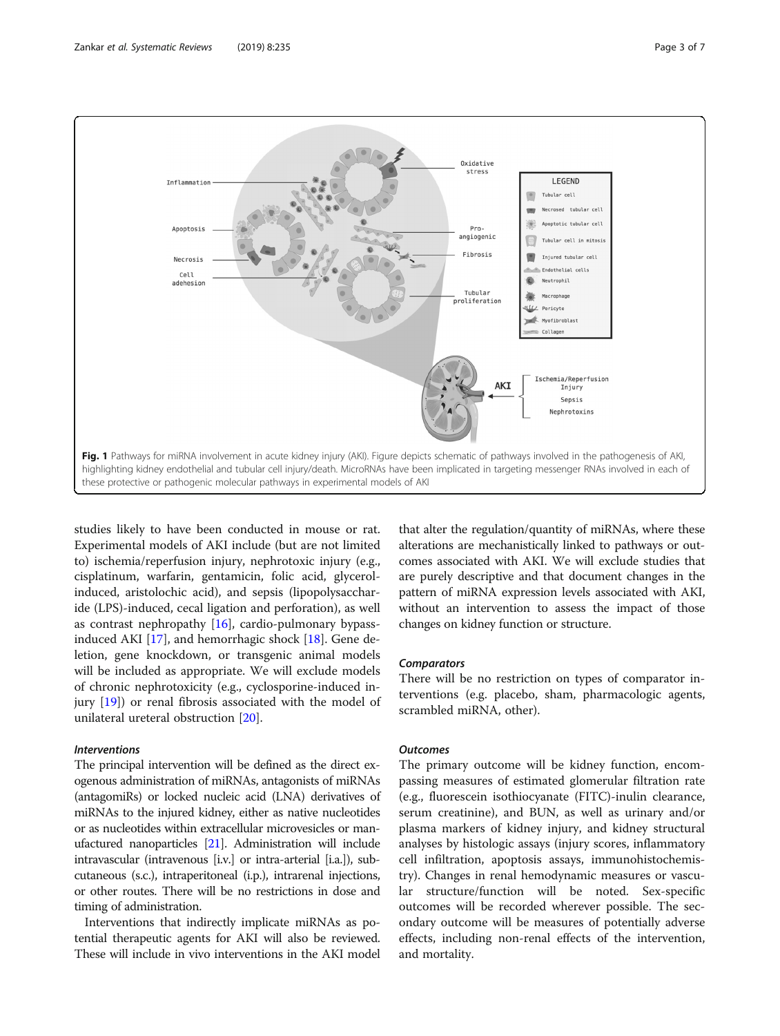Fig. 1 Pathways for miRNA involvement in acute kidney injury (AKI). Figure depicts schematic of pathways involved in the pathogenesis of AKI, highlighting kidney endothelial and tubular cell injury/death. MicroRNAs have been implicated in targeting messenger RNAs involved in each of these protective or pathogenic molecular pathways in experimental models of AKI

studies likely to have been conducted in mouse or rat. Experimental models of AKI include (but are not limited to) ischemia/reperfusion injury, nephrotoxic injury (e.g., cisplatinum, warfarin, gentamicin, folic acid, glycerol-induced, aristolochic acid), and sepsis (lipopolysaccharide (LPS)-induced, cecal ligation and perforation), as well as contrast nephropathy [16], cardio-pulmonary bypass-induced AKI [17], and hemorrhagic shock [18]. Gene deletion, gene knockdown, or transgenic animal models will be included as appropriate. We will exclude models of chronic nephrotoxicity (e.g., cyclosporine-induced injury [19]) or renal fibrosis associated with the model of unilateral ureteral obstruction [20].

### Interventions

The principal intervention will be defined as the direct exogenous administration of miRNAs, antagonists of miRNAs (antagomiRs) or locked nucleic acid (LNA) derivatives of miRNAs to the injured kidney, either as native nucleotides or as nucleotides within extracellular microvesicles or manufactured nanoparticles [21]. Administration will include intravascular (intravenous [i.v.] or intra-arterial [i.a.]), subcutaneous (s.c.), intraperitoneal (i.p.), intrarenal injections, or other routes. There will be no restrictions in dose and timing of administration.

Interventions that indirectly implicate miRNAs as potential therapeutic agents for AKI will also be reviewed. These will include in vivo interventions in the AKI model that alter the regulation/quantity of miRNAs, where these alterations are mechanistically linked to pathways or outcomes associated with AKI. We will exclude studies that are purely descriptive and that document changes in the pattern of miRNA expression levels associated with AKI, without an intervention to assess the impact of those changes on kidney function or structure.

### Comparators

There will be no restriction on types of comparator interventions (e.g. placebo, sham, pharmacologic agents, scrambled miRNA, other).

### Outcomes

The primary outcome will be kidney function, encompassing measures of estimated glomerular filtration rate (e.g., fluorescein isothiocyanate (FITC)-inulin clearance, serum creatinine), and BUN, as well as urinary and/or plasma markers of kidney injury, and kidney structural analyses by histologic assays (injury scores, inflammatory cell infiltration, apoptosis assays, immunohistochemistry). Changes in renal hemodynamic measures or vascular structure/function will be noted. Sex-specific outcomes will be recorded wherever possible. The secondary outcome will be measures of potentially adverse effects, including non-renal effects of the intervention, and mortality.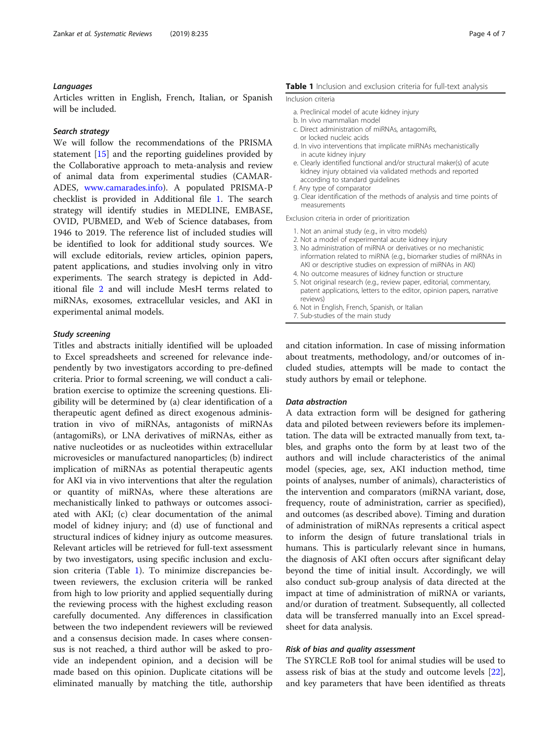### *Languages*

Articles written in English, French, Italian, or Spanish will be included.

### *Search strategy*

We will follow the recommendations of the PRISMA statement [15] and the reporting guidelines provided by the Collaborative approach to meta-analysis and review of animal data from experimental studies (CAMARADES, www.camarades.info). A populated PRISMA-P checklist is provided in Additional file 1. The search strategy will identify studies in MEDLINE, EMBASE, OVID, PUBMED, and Web of Science databases, from 1946 to 2019. The reference list of included studies will be identified to look for additional study sources. We will exclude editorials, review articles, opinion papers, patent applications, and studies involving only in vitro experiments. The search strategy is depicted in Additional file 2 and will include MesH terms related to miRNAs, exosomes, extracellular vesicles, and AKI in experimental animal models.

### *Study screening*

Titles and abstracts initially identified will be uploaded to Excel spreadsheets and screened for relevance independently by two investigators according to pre-defined criteria. Prior to formal screening, we will conduct a calibration exercise to optimize the screening questions. Eligibility will be determined by (a) clear identification of a therapeutic agent defined as direct exogenous administration in vivo of miRNAs, antagonists of miRNAs (antagomiRs), or LNA derivatives of miRNAs, either as native nucleotides or as nucleotides within extracellular microvesicles or manufactured nanoparticles; (b) indirect implication of miRNAs as potential therapeutic agents for AKI via in vivo interventions that alter the regulation or quantity of miRNAs, where these alterations are mechanistically linked to pathways or outcomes associated with AKI; (c) clear documentation of the animal model of kidney injury; and (d) use of functional and structural indices of kidney injury as outcome measures. Relevant articles will be retrieved for full-text assessment by two investigators, using specific inclusion and exclusion criteria (Table 1). To minimize discrepancies between reviewers, the exclusion criteria will be ranked from high to low priority and applied sequentially during the reviewing process with the highest excluding reason carefully documented. Any differences in classification between the two independent reviewers will be reviewed and a consensus decision made. In cases where consensus is not reached, a third author will be asked to provide an independent opinion, and a decision will be made based on this opinion. Duplicate citations will be eliminated manually by matching the title, authorship and citation information. In case of missing information about treatments, methodology, and/or outcomes of included studies, attempts will be made to contact the study authors by email or telephone.

**Table 1** Inclusion and exclusion criteria for full-text analysis

| Inclusion criteria |
|---|
| a. Preclinical model of acute kidney injury |
| b. In vivo mammalian model |
| c. Direct administration of miRNAs, antagomiRs, or locked nucleic acids |
| d. In vivo interventions that implicate miRNAs mechanistically in acute kidney injury |
| e. Clearly identified functional and/or structural maker(s) of acute kidney injury obtained via validated methods and reported according to standard guidelines |
| f. Any type of comparator |
| g. Clear identification of the methods of analysis and time points of measurements |
| **Exclusion criteria in order of prioritization** |
| 1. Not an animal study (e.g., in vitro models) |
| 2. Not a model of experimental acute kidney injury |
| 3. No administration of miRNA or derivatives or no mechanistic information related to miRNA (e.g., biomarker studies of miRNAs in AKI or descriptive studies on expression of miRNAs in AKI) |
| 4. No outcome measures of kidney function or structure |
| 5. Not original research (e.g., review paper, editorial, commentary, patent applications, letters to the editor, opinion papers, narrative reviews) |
| 6. Not in English, French, Spanish, or Italian |
| 7. Sub-studies of the main study |

### *Data abstraction*

A data extraction form will be designed for gathering data and piloted between reviewers before its implementation. The data will be extracted manually from text, tables, and graphs onto the form by at least two of the authors and will include characteristics of the animal model (species, age, sex, AKI induction method, time points of analyses, number of animals), characteristics of the intervention and comparators (miRNA variant, dose, frequency, route of administration, carrier as specified), and outcomes (as described above). Timing and duration of administration of miRNAs represents a critical aspect to inform the design of future translational trials in humans. This is particularly relevant since in humans, the diagnosis of AKI often occurs after significant delay beyond the time of initial insult. Accordingly, we will also conduct sub-group analysis of data directed at the impact at time of administration of miRNA or variants, and/or duration of treatment. Subsequently, all collected data will be transferred manually into an Excel spreadsheet for data analysis.

### *Risk of bias and quality assessment*

The SYRCLE RoB tool for animal studies will be used to assess risk of bias at the study and outcome levels [22], and key parameters that have been identified as threats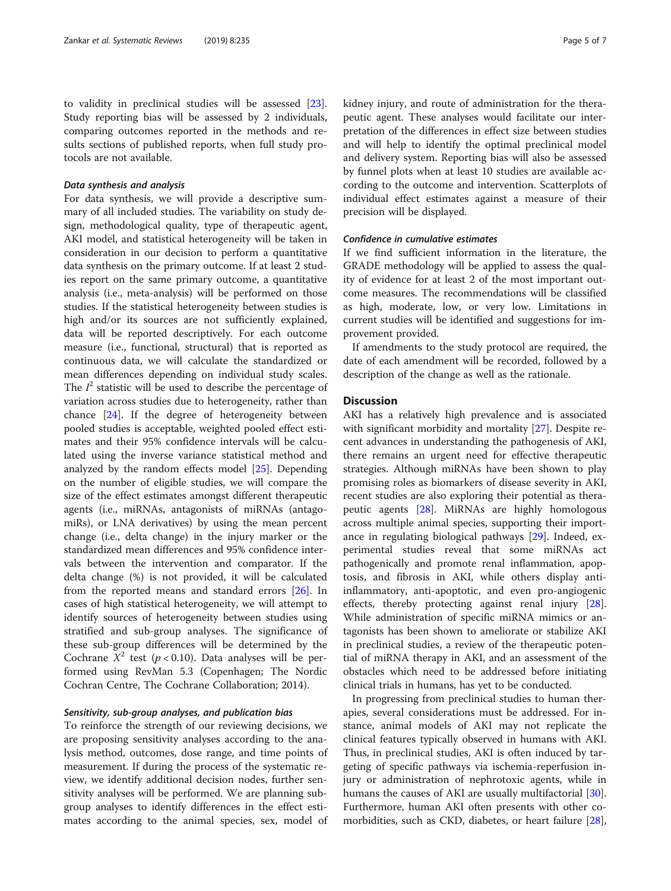to validity in preclinical studies will be assessed [23]. Study reporting bias will be assessed by 2 individuals, comparing outcomes reported in the methods and results sections of published reports, when full study protocols are not available.

#### *Data synthesis and analysis*

For data synthesis, we will provide a descriptive summary of all included studies. The variability on study design, methodological quality, type of therapeutic agent, AKI model, and statistical heterogeneity will be taken in consideration in our decision to perform a quantitative data synthesis on the primary outcome. If at least 2 studies report on the same primary outcome, a quantitative analysis (i.e., meta-analysis) will be performed on those studies. If the statistical heterogeneity between studies is high and/or its sources are not sufficiently explained, data will be reported descriptively. For each outcome measure (i.e., functional, structural) that is reported as continuous data, we will calculate the standardized or mean differences depending on individual study scales. The $I^2$ statistic will be used to describe the percentage of variation across studies due to heterogeneity, rather than chance [24]. If the degree of heterogeneity between pooled studies is acceptable, weighted pooled effect estimates and their 95% confidence intervals will be calculated using the inverse variance statistical method and analyzed by the random effects model [25]. Depending on the number of eligible studies, we will compare the size of the effect estimates amongst different therapeutic agents (i.e., miRNAs, antagonists of miRNAs (antagomiRs), or LNA derivatives) by using the mean percent change (i.e., delta change) in the injury marker or the standardized mean differences and 95% confidence intervals between the intervention and comparator. If the delta change (%) is not provided, it will be calculated from the reported means and standard errors [26]. In cases of high statistical heterogeneity, we will attempt to identify sources of heterogeneity between studies using stratified and sub-group analyses. The significance of these sub-group differences will be determined by the Cochrane $X^2$ test ($p < 0.10$). Data analyses will be performed using RevMan 5.3 (Copenhagen; The Nordic Cochran Centre, The Cochrane Collaboration; 2014).

#### *Sensitivity, sub-group analyses, and publication bias*

To reinforce the strength of our reviewing decisions, we are proposing sensitivity analyses according to the analysis method, outcomes, dose range, and time points of measurement. If during the process of the systematic review, we identify additional decision nodes, further sensitivity analyses will be performed. We are planning subgroup analyses to identify differences in the effect estimates according to the animal species, sex, model of kidney injury, and route of administration for the therapeutic agent. These analyses would facilitate our interpretation of the differences in effect size between studies and will help to identify the optimal preclinical model and delivery system. Reporting bias will also be assessed by funnel plots when at least 10 studies are available according to the outcome and intervention. Scatterplots of individual effect estimates against a measure of their precision will be displayed.

#### *Confidence in cumulative estimates*

If we find sufficient information in the literature, the GRADE methodology will be applied to assess the quality of evidence for at least 2 of the most important outcome measures. The recommendations will be classified as high, moderate, low, or very low. Limitations in current studies will be identified and suggestions for improvement provided.

If amendments to the study protocol are required, the date of each amendment will be recorded, followed by a description of the change as well as the rationale.

## Discussion

AKI has a relatively high prevalence and is associated with significant morbidity and mortality [27]. Despite recent advances in understanding the pathogenesis of AKI, there remains an urgent need for effective therapeutic strategies. Although miRNAs have been shown to play promising roles as biomarkers of disease severity in AKI, recent studies are also exploring their potential as therapeutic agents [28]. MiRNAs are highly homologous across multiple animal species, supporting their importance in regulating biological pathways [29]. Indeed, experimental studies reveal that some miRNAs act pathogenically and promote renal inflammation, apoptosis, and fibrosis in AKI, while others display anti-inflammatory, anti-apoptotic, and even pro-angiogenic effects, thereby protecting against renal injury [28]. While administration of specific miRNA mimics or antagonists has been shown to ameliorate or stabilize AKI in preclinical studies, a review of the therapeutic potential of miRNA therapy in AKI, and an assessment of the obstacles which need to be addressed before initiating clinical trials in humans, has yet to be conducted.

In progressing from preclinical studies to human therapies, several considerations must be addressed. For instance, animal models of AKI may not replicate the clinical features typically observed in humans with AKI. Thus, in preclinical studies, AKI is often induced by targeting of specific pathways via ischemia-reperfusion injury or administration of nephrotoxic agents, while in humans the causes of AKI are usually multifactorial [30]. Furthermore, human AKI often presents with other comorbidities, such as CKD, diabetes, or heart failure [28],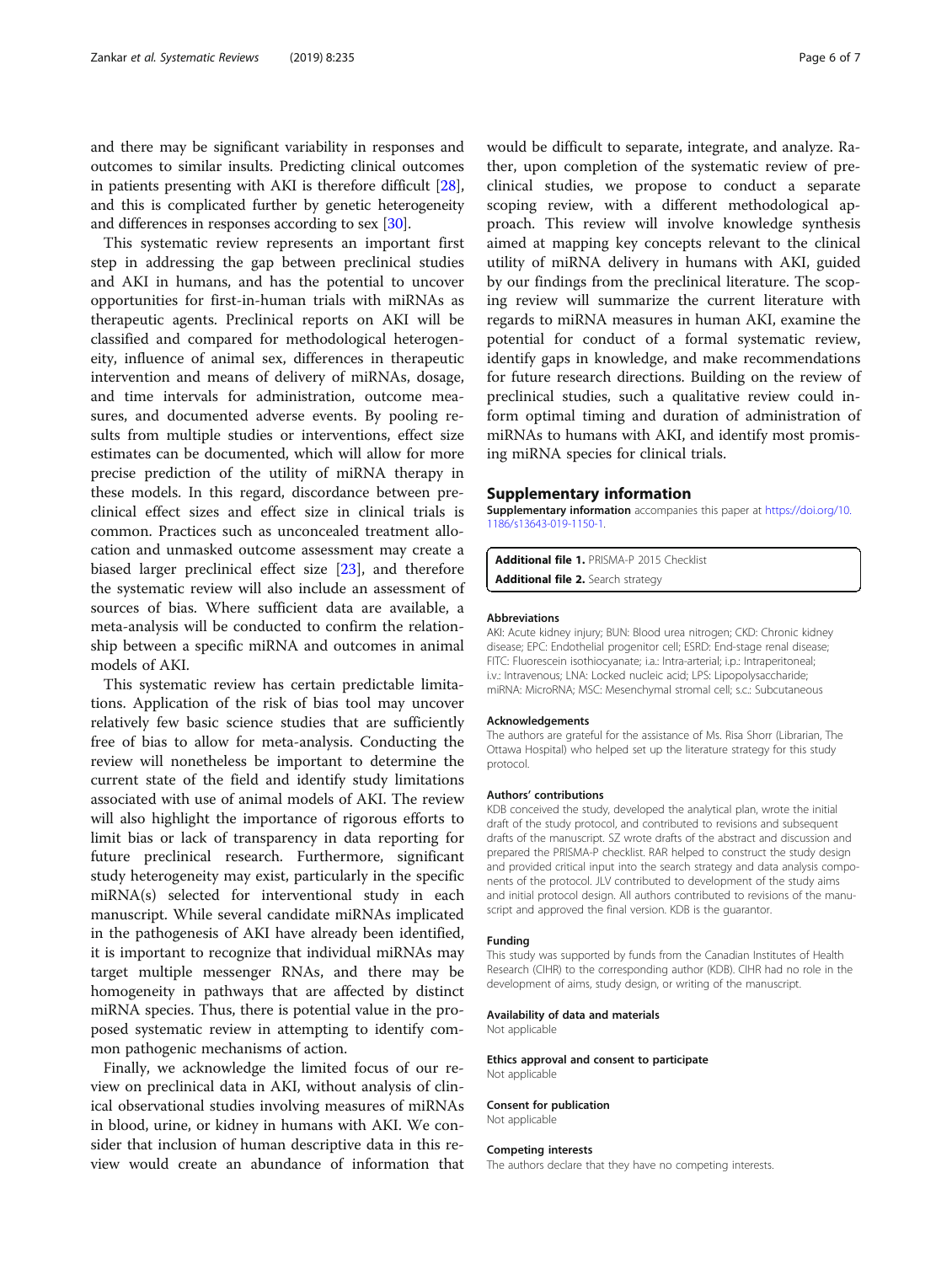and there may be significant variability in responses and outcomes to similar insults. Predicting clinical outcomes in patients presenting with AKI is therefore difficult [28], and this is complicated further by genetic heterogeneity and differences in responses according to sex [30].

This systematic review represents an important first step in addressing the gap between preclinical studies and AKI in humans, and has the potential to uncover opportunities for first-in-human trials with miRNAs as therapeutic agents. Preclinical reports on AKI will be classified and compared for methodological heterogeneity, influence of animal sex, differences in therapeutic intervention and means of delivery of miRNAs, dosage, and time intervals for administration, outcome measures, and documented adverse events. By pooling results from multiple studies or interventions, effect size estimates can be documented, which will allow for more precise prediction of the utility of miRNA therapy in these models. In this regard, discordance between preclinical effect sizes and effect size in clinical trials is common. Practices such as unconcealed treatment allocation and unmasked outcome assessment may create a biased larger preclinical effect size [23], and therefore the systematic review will also include an assessment of sources of bias. Where sufficient data are available, a meta-analysis will be conducted to confirm the relationship between a specific miRNA and outcomes in animal models of AKI.

This systematic review has certain predictable limitations. Application of the risk of bias tool may uncover relatively few basic science studies that are sufficiently free of bias to allow for meta-analysis. Conducting the review will nonetheless be important to determine the current state of the field and identify study limitations associated with use of animal models of AKI. The review will also highlight the importance of rigorous efforts to limit bias or lack of transparency in data reporting for future preclinical research. Furthermore, significant study heterogeneity may exist, particularly in the specific miRNA(s) selected for interventional study in each manuscript. While several candidate miRNAs implicated in the pathogenesis of AKI have already been identified, it is important to recognize that individual miRNAs may target multiple messenger RNAs, and there may be homogeneity in pathways that are affected by distinct miRNA species. Thus, there is potential value in the proposed systematic review in attempting to identify common pathogenic mechanisms of action.

Finally, we acknowledge the limited focus of our review on preclinical data in AKI, without analysis of clinical observational studies involving measures of miRNAs in blood, urine, or kidney in humans with AKI. We consider that inclusion of human descriptive data in this review would create an abundance of information that would be difficult to separate, integrate, and analyze. Rather, upon completion of the systematic review of preclinical studies, we propose to conduct a separate scoping review, with a different methodological approach. This review will involve knowledge synthesis aimed at mapping key concepts relevant to the clinical utility of miRNA delivery in humans with AKI, guided by our findings from the preclinical literature. The scoping review will summarize the current literature with regards to miRNA measures in human AKI, examine the potential for conduct of a formal systematic review, identify gaps in knowledge, and make recommendations for future research directions. Building on the review of preclinical studies, such a qualitative review could inform optimal timing and duration of administration of miRNAs to humans with AKI, and identify most promising miRNA species for clinical trials.

## Supplementary information

**Supplementary information** accompanies this paper at https://doi.org/10.1186/s13643-019-1150-1.

**Additional file 1.** PRISMA-P 2015 Checklist
**Additional file 2.** Search strategy

#### Abbreviations

AKI: Acute kidney injury; BUN: Blood urea nitrogen; CKD: Chronic kidney disease; EPC: Endothelial progenitor cell; ESRD: End-stage renal disease; FITC: Fluorescein isothiocyanate; i.a.: Intra-arterial; i.p.: Intraperitoneal; i.v.: Intravenous; LNA: Locked nucleic acid; LPS: Lipopolysaccharide; miRNA: MicroRNA; MSC: Mesenchymal stromal cell; s.c.: Subcutaneous

#### Acknowledgements

The authors are grateful for the assistance of Ms. Risa Shorr (Librarian, The Ottawa Hospital) who helped set up the literature strategy for this study protocol.

#### Authors' contributions

KDB conceived the study, developed the analytical plan, wrote the initial draft of the study protocol, and contributed to revisions and subsequent drafts of the manuscript. SZ wrote drafts of the abstract and discussion and prepared the PRISMA-P checklist. RAR helped to construct the study design and provided critical input into the search strategy and data analysis components of the protocol. JLV contributed to development of the study aims and initial protocol design. All authors contributed to revisions of the manuscript and approved the final version. KDB is the guarantor.

#### Funding

This study was supported by funds from the Canadian Institutes of Health Research (CIHR) to the corresponding author (KDB). CIHR had no role in the development of aims, study design, or writing of the manuscript.

#### Availability of data and materials

Not applicable

#### Ethics approval and consent to participate

Not applicable

#### Consent for publication

Not applicable

#### Competing interests

The authors declare that they have no competing interests.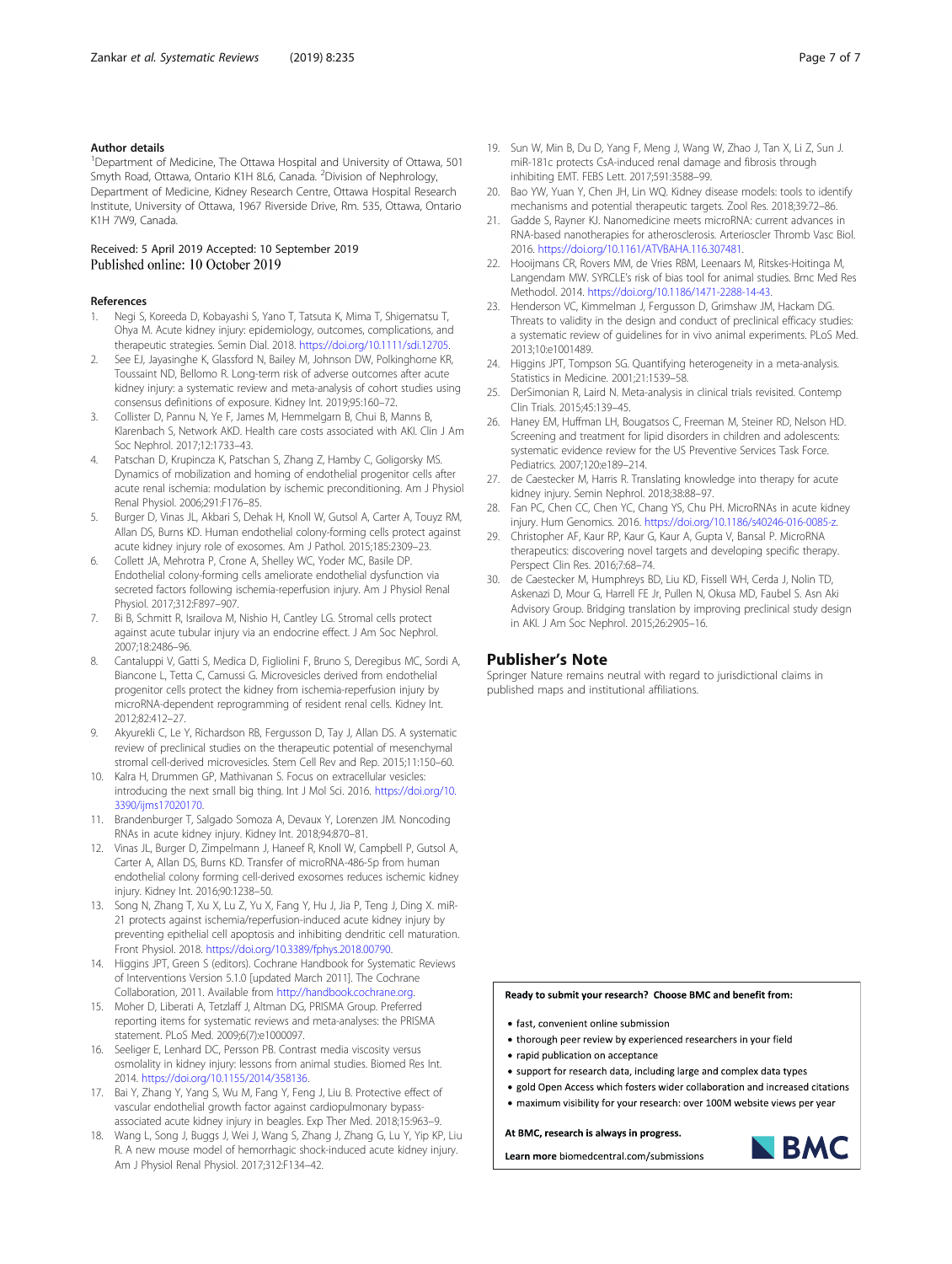## Author details

[1]Department of Medicine, The Ottawa Hospital and University of Ottawa, 501 Smyth Road, Ottawa, Ontario K1H 8L6, Canada. [2]Division of Nephrology, Department of Medicine, Kidney Research Centre, Ottawa Hospital Research Institute, University of Ottawa, 1967 Riverside Drive, Rm. 535, Ottawa, Ontario K1H 7W9, Canada.

Received: 5 April 2019 Accepted: 10 September 2019
Published online: 10 October 2019

## References

1. Negi S, Koreeda D, Kobayashi S, Yano T, Tatsuta K, Mima T, Shigematsu T, Ohya M. Acute kidney injury: epidemiology, outcomes, complications, and therapeutic strategies. Semin Dial. 2018. https://doi.org/10.1111/sdi.12705.
2. See EJ, Jayasinghe K, Glassford N, Bailey M, Johnson DW, Polkinghorne KR, Toussaint ND, Bellomo R. Long-term risk of adverse outcomes after acute kidney injury: a systematic review and meta-analysis of cohort studies using consensus definitions of exposure. Kidney Int. 2019;95:160–72.
3. Collister D, Pannu N, Ye F, James M, Hemmelgarn B, Chui B, Manns B, Klarenbach S, Network AKD. Health care costs associated with AKI. Clin J Am Soc Nephrol. 2017;12:1733–43.
4. Patschan D, Krupincza K, Patschan S, Zhang Z, Hamby C, Goligorsky MS. Dynamics of mobilization and homing of endothelial progenitor cells after acute renal ischemia: modulation by ischemic preconditioning. Am J Physiol Renal Physiol. 2006;291:F176–85.
5. Burger D, Vinas JL, Akbari S, Dehak H, Knoll W, Gutsol A, Carter A, Touyz RM, Allan DS, Burns KD. Human endothelial colony-forming cells protect against acute kidney injury role of exosomes. Am J Pathol. 2015;185:2309–23.
6. Collett JA, Mehrotra P, Crone A, Shelley WC, Yoder MC, Basile DP. Endothelial colony-forming cells ameliorate endothelial dysfunction via secreted factors following ischemia-reperfusion injury. Am J Physiol Renal Physiol. 2017;312:F897–907.
7. Bi B, Schmitt R, Israilova M, Nishio H, Cantley LG. Stromal cells protect against acute tubular injury via an endocrine effect. J Am Soc Nephrol. 2007;18:2486–96.
8. Cantaluppi V, Gatti S, Medica D, Figliolini F, Bruno S, Deregibus MC, Sordi A, Biancone L, Tetta C, Camussi G. Microvesicles derived from endothelial progenitor cells protect the kidney from ischemia-reperfusion injury by microRNA-dependent reprogramming of resident renal cells. Kidney Int. 2012;82:412–27.
9. Akyurekli C, Le Y, Richardson RB, Fergusson D, Tay J, Allan DS. A systematic review of preclinical studies on the therapeutic potential of mesenchymal stromal cell-derived microvesicles. Stem Cell Rev and Rep. 2015;11:150–60.
10. Kalra H, Drummen GP, Mathivanan S. Focus on extracellular vesicles: introducing the next small big thing. Int J Mol Sci. 2016. https://doi.org/10.3390/ijms17020170.
11. Brandenburger T, Salgado Somoza A, Devaux Y, Lorenzen JM. Noncoding RNAs in acute kidney injury. Kidney Int. 2018;94:870–81.
12. Vinas JL, Burger D, Zimpelmann J, Haneef R, Knoll W, Campbell P, Gutsol A, Carter A, Allan DS, Burns KD. Transfer of microRNA-486-5p from human endothelial colony forming cell-derived exosomes reduces ischemic kidney injury. Kidney Int. 2016;90:1238–50.
13. Song N, Zhang T, Xu X, Lu Z, Yu X, Fang Y, Hu J, Jia P, Teng J, Ding X. miR-21 protects against ischemia/reperfusion-induced acute kidney injury by preventing epithelial cell apoptosis and inhibiting dendritic cell maturation. Front Physiol. 2018. https://doi.org/10.3389/fphys.2018.00790.
14. Higgins JPT, Green S (editors). Cochrane Handbook for Systematic Reviews of Interventions Version 5.1.0 [updated March 2011]. The Cochrane Collaboration, 2011. Available from http://handbook.cochrane.org.
15. Moher D, Liberati A, Tetzlaff J, Altman DG, PRISMA Group. Preferred reporting items for systematic reviews and meta-analyses: the PRISMA statement. PLoS Med. 2009;6(7):e1000097.
16. Seeliger E, Lenhard DC, Persson PB. Contrast media viscosity versus osmolality in kidney injury: lessons from animal studies. Biomed Res Int. 2014. https://doi.org/10.1155/2014/358136.
17. Bai Y, Zhang Y, Yang S, Wu M, Fang Y, Feng J, Liu B. Protective effect of vascular endothelial growth factor against cardiopulmonary bypass-associated acute kidney injury in beagles. Exp Ther Med. 2018;15:963–9.
18. Wang L, Song J, Buggs J, Wei J, Wang S, Zhang J, Zhang G, Lu Y, Yip KP, Liu R. A new mouse model of hemorrhagic shock-induced acute kidney injury. Am J Physiol Renal Physiol. 2017;312:F134–42.
19. Sun W, Min B, Du D, Yang F, Meng J, Wang W, Zhao J, Tan X, Li Z, Sun J. miR-181c protects CsA-induced renal damage and fibrosis through inhibiting EMT. FEBS Lett. 2017;591:3588–99.
20. Bao YW, Yuan Y, Chen JH, Lin WQ. Kidney disease models: tools to identify mechanisms and potential therapeutic targets. Zool Res. 2018;39:72–86.
21. Gadde S, Rayner KJ. Nanomedicine meets microRNA: current advances in RNA-based nanotherapies for atherosclerosis. Arterioscler Thromb Vasc Biol. 2016. https://doi.org/10.1161/ATVBAHA.116.307481.
22. Hooijmans CR, Rovers MM, de Vries RBM, Leenaars M, Ritskes-Hoitinga M, Langendam MW. SYRCLE's risk of bias tool for animal studies. Bmc Med Res Methodol. 2014. https://doi.org/10.1186/1471-2288-14-43.
23. Henderson VC, Kimmelman J, Fergusson D, Grimshaw JM, Hackam DG. Threats to validity in the design and conduct of preclinical efficacy studies: a systematic review of guidelines for in vivo animal experiments. PLoS Med. 2013;10:e1001489.
24. Higgins JPT, Tompson SG. Quantifying heterogeneity in a meta-analysis. Statistics in Medicine. 2001;21:1539–58.
25. DerSimonian R, Laird N. Meta-analysis in clinical trials revisited. Contemp Clin Trials. 2015;45:139–45.
26. Haney EM, Huffman LH, Bougatsos C, Freeman M, Steiner RD, Nelson HD. Screening and treatment for lipid disorders in children and adolescents: systematic evidence review for the US Preventive Services Task Force. Pediatrics. 2007;120:e189–214.
27. de Caestecker M, Harris R. Translating knowledge into therapy for acute kidney injury. Semin Nephrol. 2018;38:88–97.
28. Fan PC, Chen CC, Chen YC, Chang YS, Chu PH. MicroRNAs in acute kidney injury. Hum Genomics. 2016. https://doi.org/10.1186/s40246-016-0085-z.
29. Christopher AF, Kaur RP, Kaur G, Kaur A, Gupta V, Bansal P. MicroRNA therapeutics: discovering novel targets and developing specific therapy. Perspect Clin Res. 2016;7:68–74.
30. de Caestecker M, Humphreys BD, Liu KD, Fissell WH, Cerda J, Nolin TD, Askenazi D, Mour G, Harrell FE Jr, Pullen N, Okusa MD, Faubel S. Asn Aki Advisory Group. Bridging translation by improving preclinical study design in AKI. J Am Soc Nephrol. 2015;26:2905–16.

## Publisher's Note

Springer Nature remains neutral with regard to jurisdictional claims in published maps and institutional affiliations.

**Ready to submit your research? Choose BMC and benefit from:**

- fast, convenient online submission
- thorough peer review by experienced researchers in your field
- rapid publication on acceptance
- support for research data, including large and complex data types
- gold Open Access which fosters wider collaboration and increased citations
- maximum visibility for your research: over 100M website views per year

**At BMC, research is always in progress.**

**Learn more** biomedcentral.com/submissions

BMC